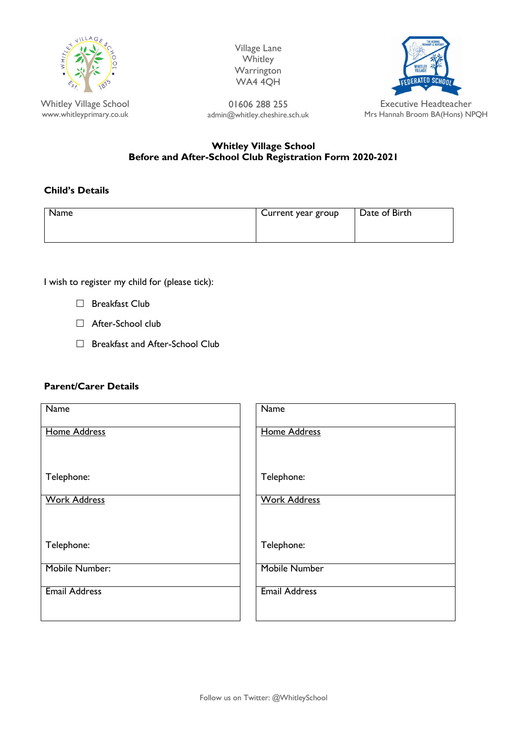Whitley Village School
www.whitleyprimary.co.uk

Village Lane
Whitley
Warrington
WA4 4QH

01606 288 255
admin@whitley.cheshire.sch.uk

Executive Headteacher
Mrs Hannah Broom BA(Hons) NPQH

# Whitley Village School
## Before and After-School Club Registration Form 2020-2021

### Child's Details

| Name | Current year group | Date of Birth |
|---|---|---|
| | | |

I wish to register my child for (please tick):

- ☐ Breakfast Club
- ☐ After-School club
- ☐ Breakfast and After-School Club

### Parent/Carer Details

| Name | Name |
|---|---|
| Home Address<br><br>Telephone: | Home Address<br><br>Telephone: |
| Work Address<br><br>Telephone: | Work Address<br><br>Telephone: |
| Mobile Number: | Mobile Number |
| Email Address | Email Address |

Follow us on Twitter: @WhitleySchool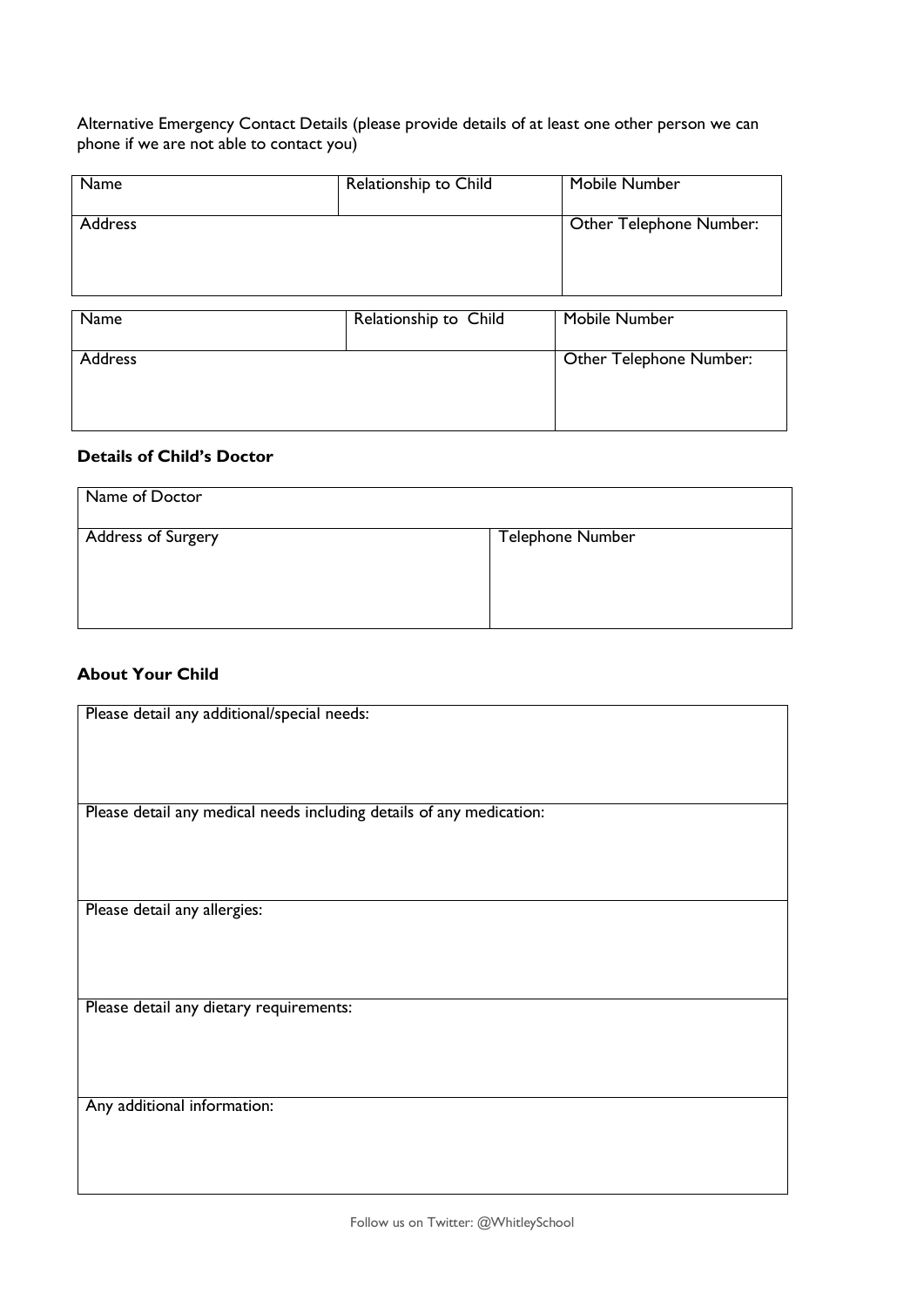Alternative Emergency Contact Details (please provide details of at least one other person we can phone if we are not able to contact you)

| Name | Relationship to Child | Mobile Number |
|---|---|---|
| Address | | Other Telephone Number: |

| Name | Relationship to Child | Mobile Number |
|---|---|---|
| Address | | Other Telephone Number: |

**Details of Child's Doctor**

| Name of Doctor | |
|---|---|
| Address of Surgery | Telephone Number |

**About Your Child**

| Please detail any additional/special needs: |
|---|
| Please detail any medical needs including details of any medication: |
| Please detail any allergies: |
| Please detail any dietary requirements: |
| Any additional information: |

Follow us on Twitter: @WhitleySchool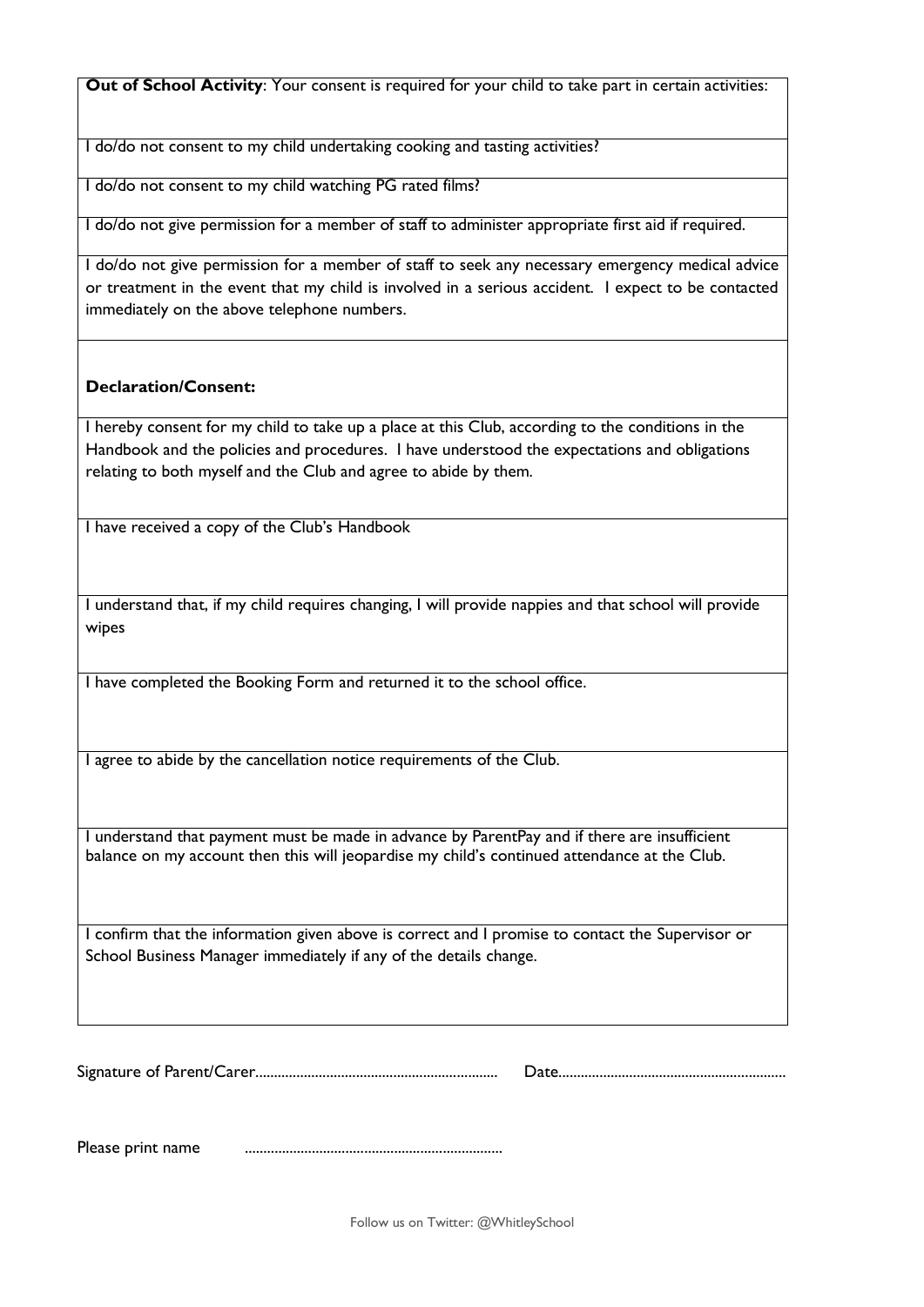| |
|---|
| **Out of School Activity**: Your consent is required for your child to take part in certain activities: |
| I do/do not consent to my child undertaking cooking and tasting activities? |
| I do/do not consent to my child watching PG rated films? |
| I do/do not give permission for a member of staff to administer appropriate first aid if required. |
| I do/do not give permission for a member of staff to seek any necessary emergency medical advice or treatment in the event that my child is involved in a serious accident. I expect to be contacted immediately on the above telephone numbers. |
| **Declaration/Consent:** |
| I hereby consent for my child to take up a place at this Club, according to the conditions in the Handbook and the policies and procedures. I have understood the expectations and obligations relating to both myself and the Club and agree to abide by them. |
| I have received a copy of the Club's Handbook |
| I understand that, if my child requires changing, I will provide nappies and that school will provide wipes |
| I have completed the Booking Form and returned it to the school office. |
| I agree to abide by the cancellation notice requirements of the Club. |
| I understand that payment must be made in advance by ParentPay and if there are insufficient balance on my account then this will jeopardise my child's continued attendance at the Club. |
| I confirm that the information given above is correct and I promise to contact the Supervisor or School Business Manager immediately if any of the details change. |

Signature of Parent/Carer................................................................ Date............................................................

Please print name ....................................................................

Follow us on Twitter: @WhitleySchool